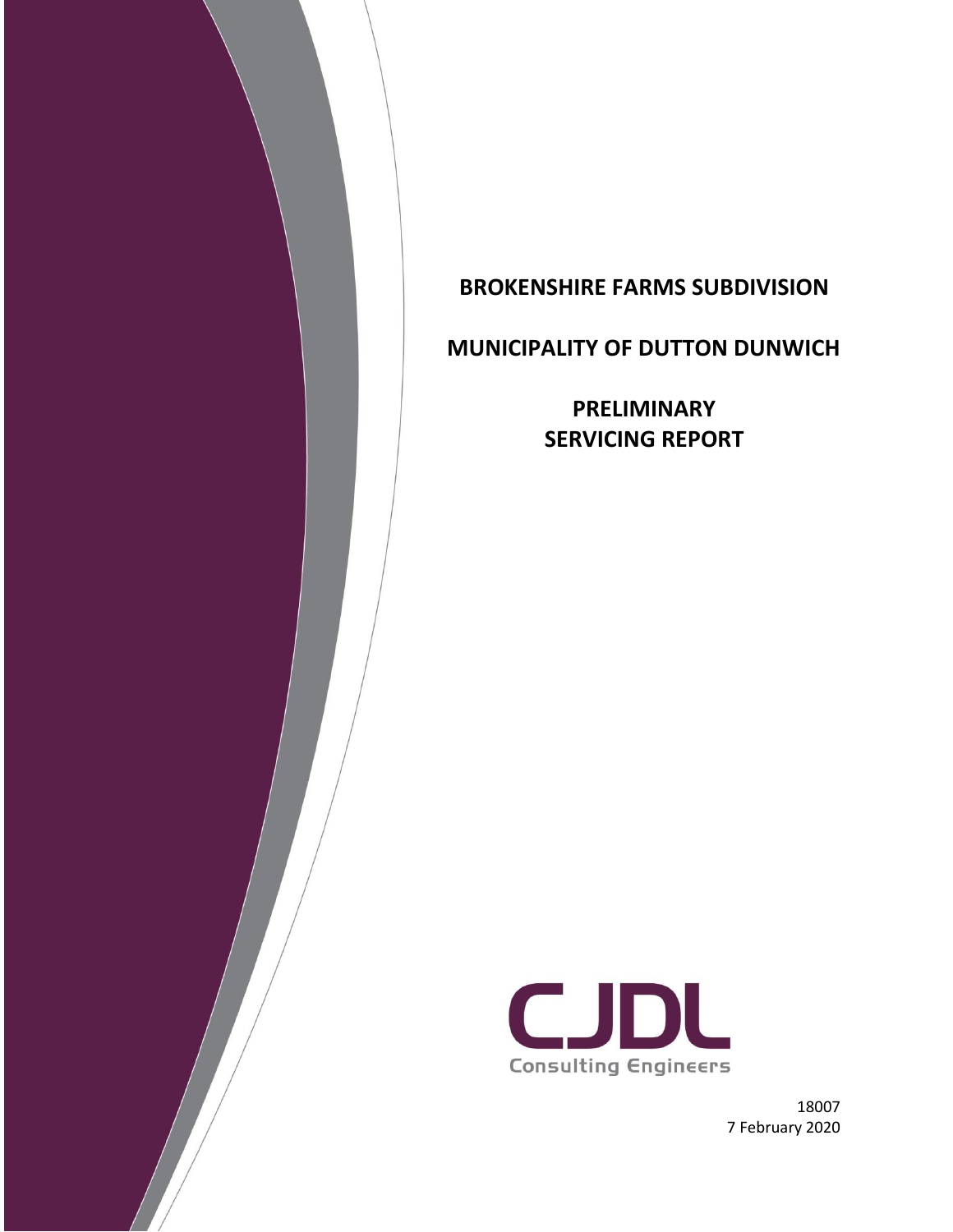# BROKENSHIRE FARMS SUBDIVISION

## MUNICIPALITY OF DUTTON DUNWICH

## PRELIMINARY SERVICING REPORT

CJDL
Consulting Engineers

18007
7 February 2020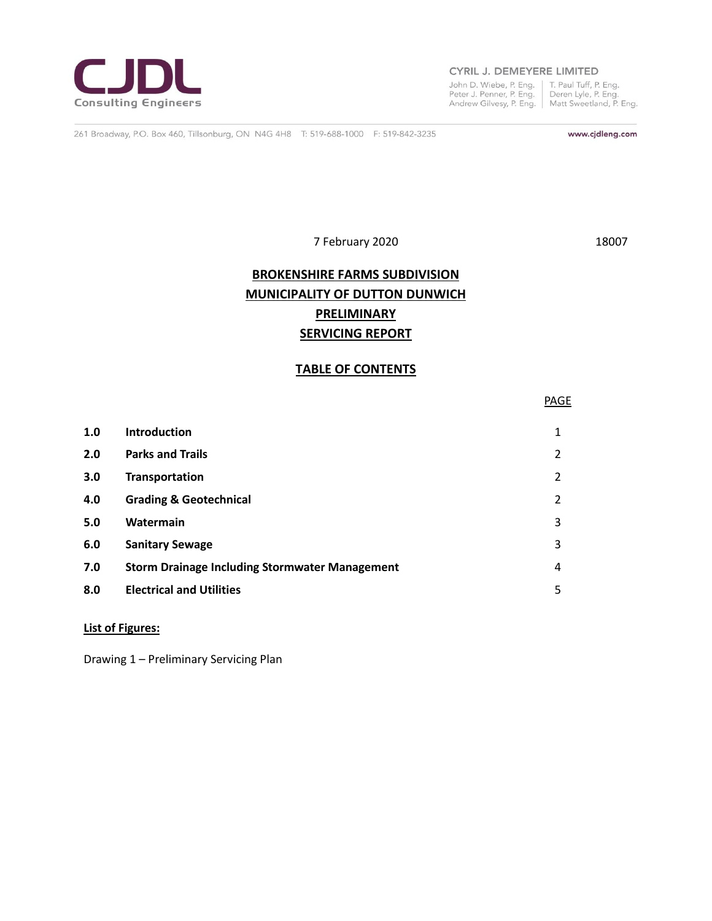**CJDL**
Consulting Engineers

CYRIL J. DEMEYERE LIMITED
John D. Wiebe, P. Eng. | T. Paul Tuff, P. Eng.
Peter J. Penner, P. Eng. | Deren Lyle, P. Eng.
Andrew Gilvesy, P. Eng. | Matt Sweetland, P. Eng.

261 Broadway, P.O. Box 460, Tillsonburg, ON N4G 4H8 T: 519-688-1000 F: 519-842-3235 www.cjdleng.com

7 February 2020 18007

# BROKENSHIRE FARMS SUBDIVISION
# MUNICIPALITY OF DUTTON DUNWICH
# PRELIMINARY
# SERVICING REPORT

## TABLE OF CONTENTS

| | | PAGE |
|---|---|---|
| **1.0** | **Introduction** | 1 |
| **2.0** | **Parks and Trails** | 2 |
| **3.0** | **Transportation** | 2 |
| **4.0** | **Grading & Geotechnical** | 2 |
| **5.0** | **Watermain** | 3 |
| **6.0** | **Sanitary Sewage** | 3 |
| **7.0** | **Storm Drainage Including Stormwater Management** | 4 |
| **8.0** | **Electrical and Utilities** | 5 |

**List of Figures:**

Drawing 1 – Preliminary Servicing Plan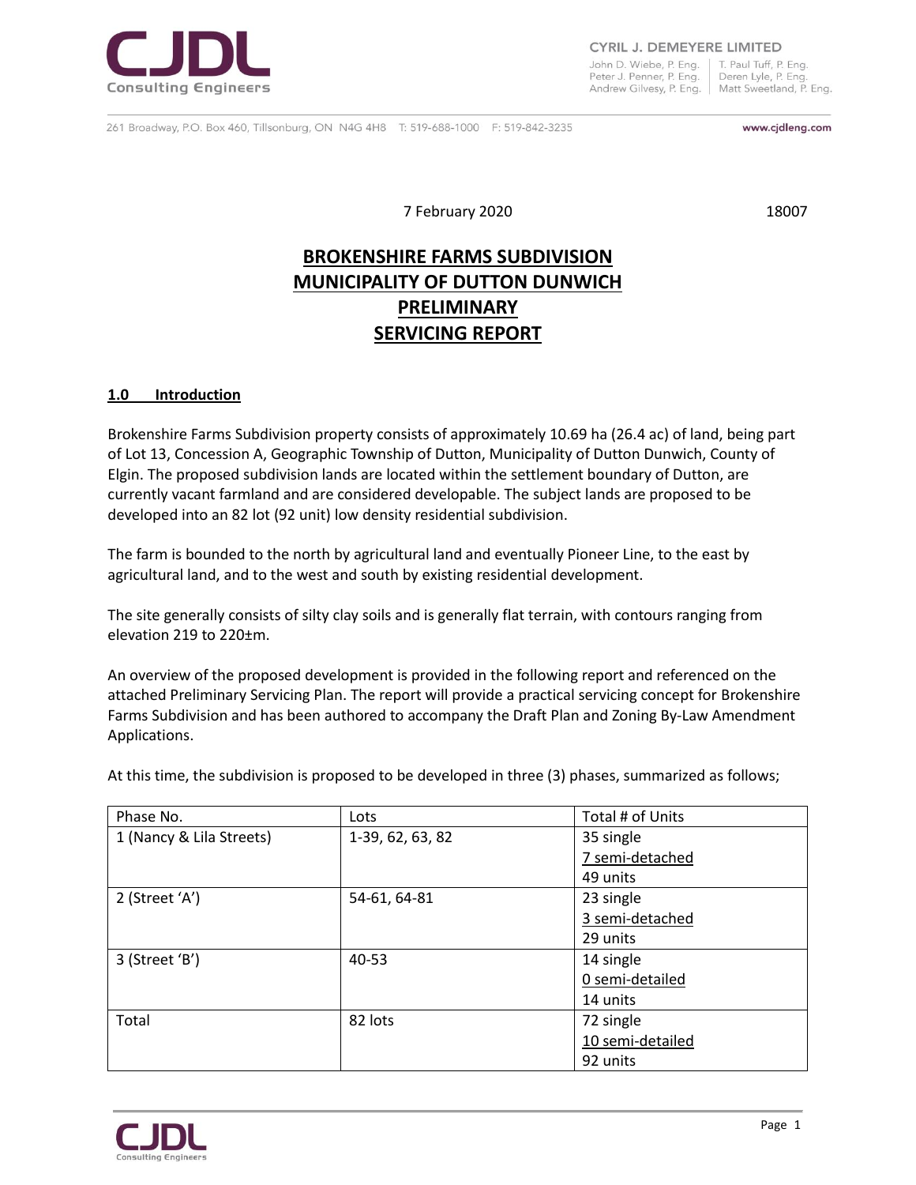7 February 2020 18007

# BROKENSHIRE FARMS SUBDIVISION
# MUNICIPALITY OF DUTTON DUNWICH
# PRELIMINARY
# SERVICING REPORT

## 1.0 Introduction

Brokenshire Farms Subdivision property consists of approximately 10.69 ha (26.4 ac) of land, being part of Lot 13, Concession A, Geographic Township of Dutton, Municipality of Dutton Dunwich, County of Elgin. The proposed subdivision lands are located within the settlement boundary of Dutton, are currently vacant farmland and are considered developable. The subject lands are proposed to be developed into an 82 lot (92 unit) low density residential subdivision.

The farm is bounded to the north by agricultural land and eventually Pioneer Line, to the east by agricultural land, and to the west and south by existing residential development.

The site generally consists of silty clay soils and is generally flat terrain, with contours ranging from elevation 219 to 220±m.

An overview of the proposed development is provided in the following report and referenced on the attached Preliminary Servicing Plan. The report will provide a practical servicing concept for Brokenshire Farms Subdivision and has been authored to accompany the Draft Plan and Zoning By-Law Amendment Applications.

At this time, the subdivision is proposed to be developed in three (3) phases, summarized as follows;

| Phase No. | Lots | Total # of Units |
|---|---|---|
| 1 (Nancy & Lila Streets) | 1-39, 62, 63, 82 | 35 single<br>7 semi-detached<br>49 units |
| 2 (Street 'A') | 54-61, 64-81 | 23 single<br>3 semi-detached<br>29 units |
| 3 (Street 'B') | 40-53 | 14 single<br>0 semi-detailed<br>14 units |
| Total | 82 lots | 72 single<br>10 semi-detailed<br>92 units |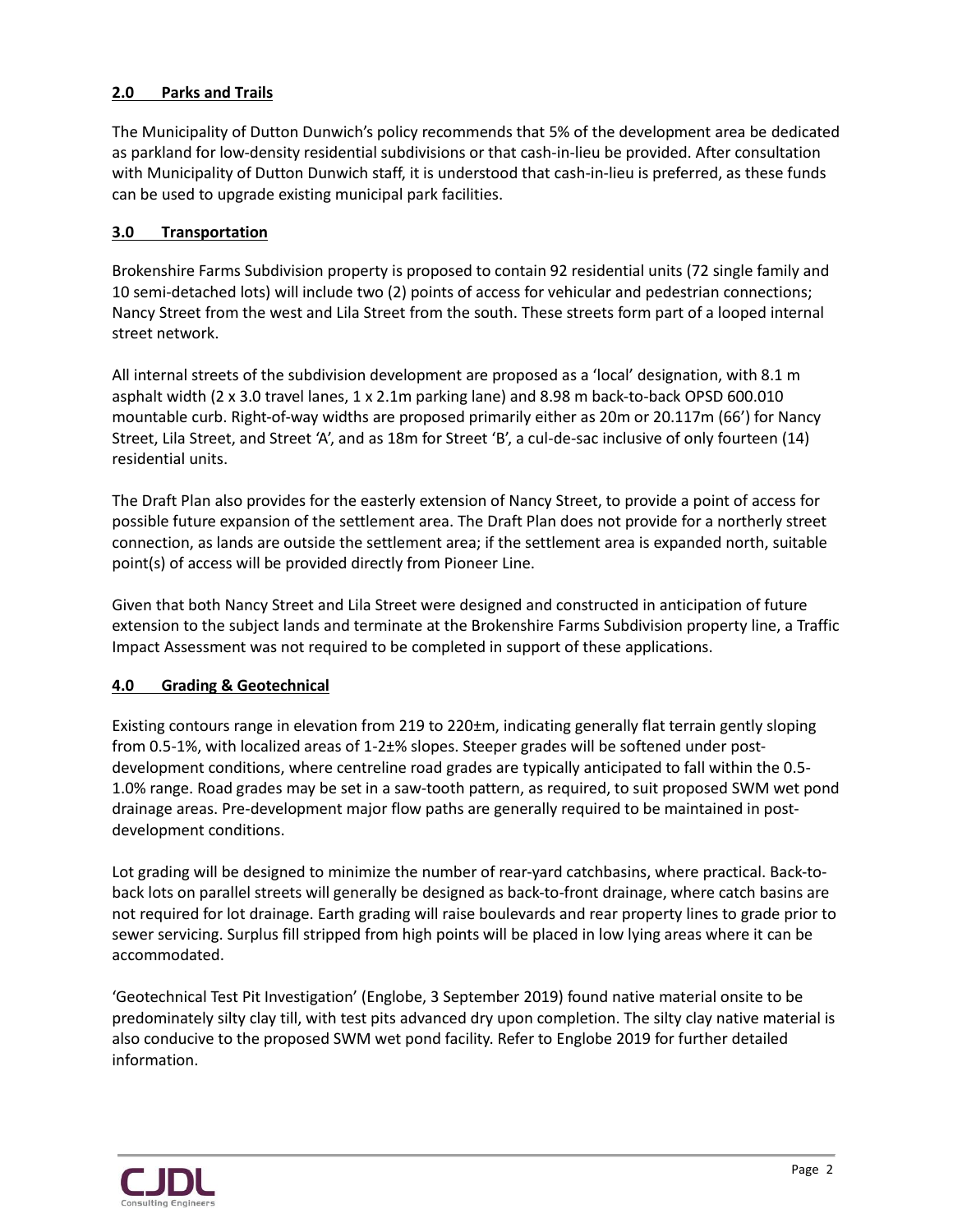## 2.0 Parks and Trails

The Municipality of Dutton Dunwich's policy recommends that 5% of the development area be dedicated as parkland for low-density residential subdivisions or that cash-in-lieu be provided. After consultation with Municipality of Dutton Dunwich staff, it is understood that cash-in-lieu is preferred, as these funds can be used to upgrade existing municipal park facilities.

## 3.0 Transportation

Brokenshire Farms Subdivision property is proposed to contain 92 residential units (72 single family and 10 semi-detached lots) will include two (2) points of access for vehicular and pedestrian connections; Nancy Street from the west and Lila Street from the south. These streets form part of a looped internal street network.

All internal streets of the subdivision development are proposed as a 'local' designation, with 8.1 m asphalt width (2 x 3.0 travel lanes, 1 x 2.1m parking lane) and 8.98 m back-to-back OPSD 600.010 mountable curb. Right-of-way widths are proposed primarily either as 20m or 20.117m (66') for Nancy Street, Lila Street, and Street 'A', and as 18m for Street 'B', a cul-de-sac inclusive of only fourteen (14) residential units.

The Draft Plan also provides for the easterly extension of Nancy Street, to provide a point of access for possible future expansion of the settlement area. The Draft Plan does not provide for a northerly street connection, as lands are outside the settlement area; if the settlement area is expanded north, suitable point(s) of access will be provided directly from Pioneer Line.

Given that both Nancy Street and Lila Street were designed and constructed in anticipation of future extension to the subject lands and terminate at the Brokenshire Farms Subdivision property line, a Traffic Impact Assessment was not required to be completed in support of these applications.

## 4.0 Grading & Geotechnical

Existing contours range in elevation from 219 to 220±m, indicating generally flat terrain gently sloping from 0.5-1%, with localized areas of 1-2±% slopes. Steeper grades will be softened under post-development conditions, where centreline road grades are typically anticipated to fall within the 0.5-1.0% range. Road grades may be set in a saw-tooth pattern, as required, to suit proposed SWM wet pond drainage areas. Pre-development major flow paths are generally required to be maintained in post-development conditions.

Lot grading will be designed to minimize the number of rear-yard catchbasins, where practical. Back-to-back lots on parallel streets will generally be designed as back-to-front drainage, where catch basins are not required for lot drainage. Earth grading will raise boulevards and rear property lines to grade prior to sewer servicing. Surplus fill stripped from high points will be placed in low lying areas where it can be accommodated.

'Geotechnical Test Pit Investigation' (Englobe, 3 September 2019) found native material onsite to be predominately silty clay till, with test pits advanced dry upon completion. The silty clay native material is also conducive to the proposed SWM wet pond facility. Refer to Englobe 2019 for further detailed information.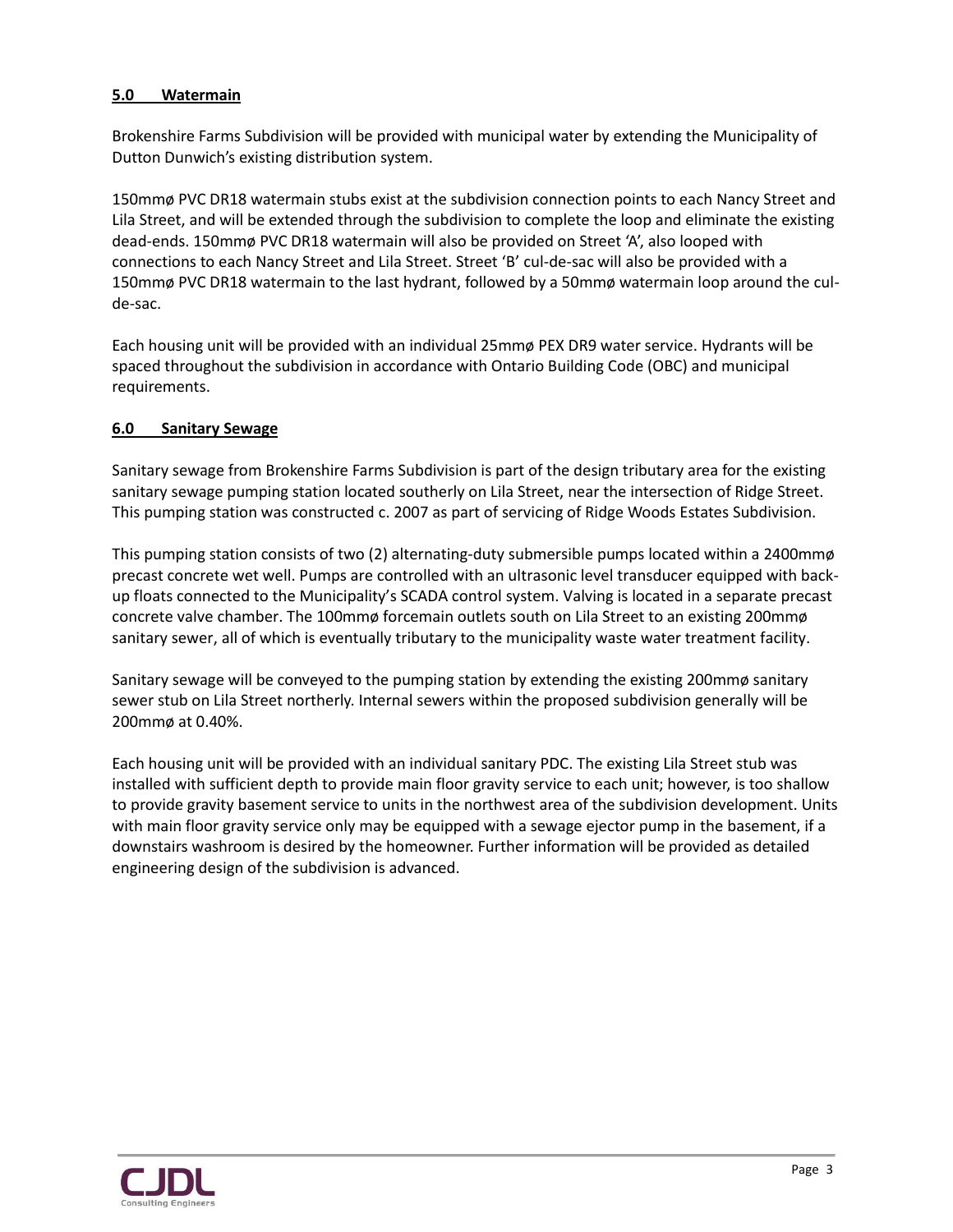## 5.0 Watermain

Brokenshire Farms Subdivision will be provided with municipal water by extending the Municipality of Dutton Dunwich's existing distribution system.

150mmø PVC DR18 watermain stubs exist at the subdivision connection points to each Nancy Street and Lila Street, and will be extended through the subdivision to complete the loop and eliminate the existing dead-ends. 150mmø PVC DR18 watermain will also be provided on Street 'A', also looped with connections to each Nancy Street and Lila Street. Street 'B' cul-de-sac will also be provided with a 150mmø PVC DR18 watermain to the last hydrant, followed by a 50mmø watermain loop around the cul-de-sac.

Each housing unit will be provided with an individual 25mmø PEX DR9 water service. Hydrants will be spaced throughout the subdivision in accordance with Ontario Building Code (OBC) and municipal requirements.

## 6.0 Sanitary Sewage

Sanitary sewage from Brokenshire Farms Subdivision is part of the design tributary area for the existing sanitary sewage pumping station located southerly on Lila Street, near the intersection of Ridge Street. This pumping station was constructed c. 2007 as part of servicing of Ridge Woods Estates Subdivision.

This pumping station consists of two (2) alternating-duty submersible pumps located within a 2400mmø precast concrete wet well. Pumps are controlled with an ultrasonic level transducer equipped with back-up floats connected to the Municipality's SCADA control system. Valving is located in a separate precast concrete valve chamber. The 100mmø forcemain outlets south on Lila Street to an existing 200mmø sanitary sewer, all of which is eventually tributary to the municipality waste water treatment facility.

Sanitary sewage will be conveyed to the pumping station by extending the existing 200mmø sanitary sewer stub on Lila Street northerly. Internal sewers within the proposed subdivision generally will be 200mmø at 0.40%.

Each housing unit will be provided with an individual sanitary PDC. The existing Lila Street stub was installed with sufficient depth to provide main floor gravity service to each unit; however, is too shallow to provide gravity basement service to units in the northwest area of the subdivision development. Units with main floor gravity service only may be equipped with a sewage ejector pump in the basement, if a downstairs washroom is desired by the homeowner. Further information will be provided as detailed engineering design of the subdivision is advanced.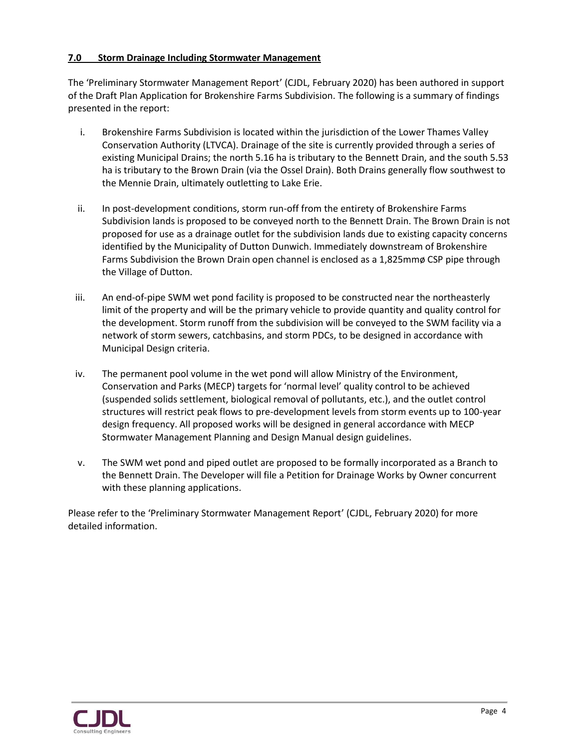## 7.0 Storm Drainage Including Stormwater Management

The 'Preliminary Stormwater Management Report' (CJDL, February 2020) has been authored in support of the Draft Plan Application for Brokenshire Farms Subdivision. The following is a summary of findings presented in the report:

i. Brokenshire Farms Subdivision is located within the jurisdiction of the Lower Thames Valley Conservation Authority (LTVCA). Drainage of the site is currently provided through a series of existing Municipal Drains; the north 5.16 ha is tributary to the Bennett Drain, and the south 5.53 ha is tributary to the Brown Drain (via the Ossel Drain). Both Drains generally flow southwest to the Mennie Drain, ultimately outletting to Lake Erie.

ii. In post-development conditions, storm run-off from the entirety of Brokenshire Farms Subdivision lands is proposed to be conveyed north to the Bennett Drain. The Brown Drain is not proposed for use as a drainage outlet for the subdivision lands due to existing capacity concerns identified by the Municipality of Dutton Dunwich. Immediately downstream of Brokenshire Farms Subdivision the Brown Drain open channel is enclosed as a 1,825mmø CSP pipe through the Village of Dutton.

iii. An end-of-pipe SWM wet pond facility is proposed to be constructed near the northeasterly limit of the property and will be the primary vehicle to provide quantity and quality control for the development. Storm runoff from the subdivision will be conveyed to the SWM facility via a network of storm sewers, catchbasins, and storm PDCs, to be designed in accordance with Municipal Design criteria.

iv. The permanent pool volume in the wet pond will allow Ministry of the Environment, Conservation and Parks (MECP) targets for 'normal level' quality control to be achieved (suspended solids settlement, biological removal of pollutants, etc.), and the outlet control structures will restrict peak flows to pre-development levels from storm events up to 100-year design frequency. All proposed works will be designed in general accordance with MECP Stormwater Management Planning and Design Manual design guidelines.

v. The SWM wet pond and piped outlet are proposed to be formally incorporated as a Branch to the Bennett Drain. The Developer will file a Petition for Drainage Works by Owner concurrent with these planning applications.

Please refer to the 'Preliminary Stormwater Management Report' (CJDL, February 2020) for more detailed information.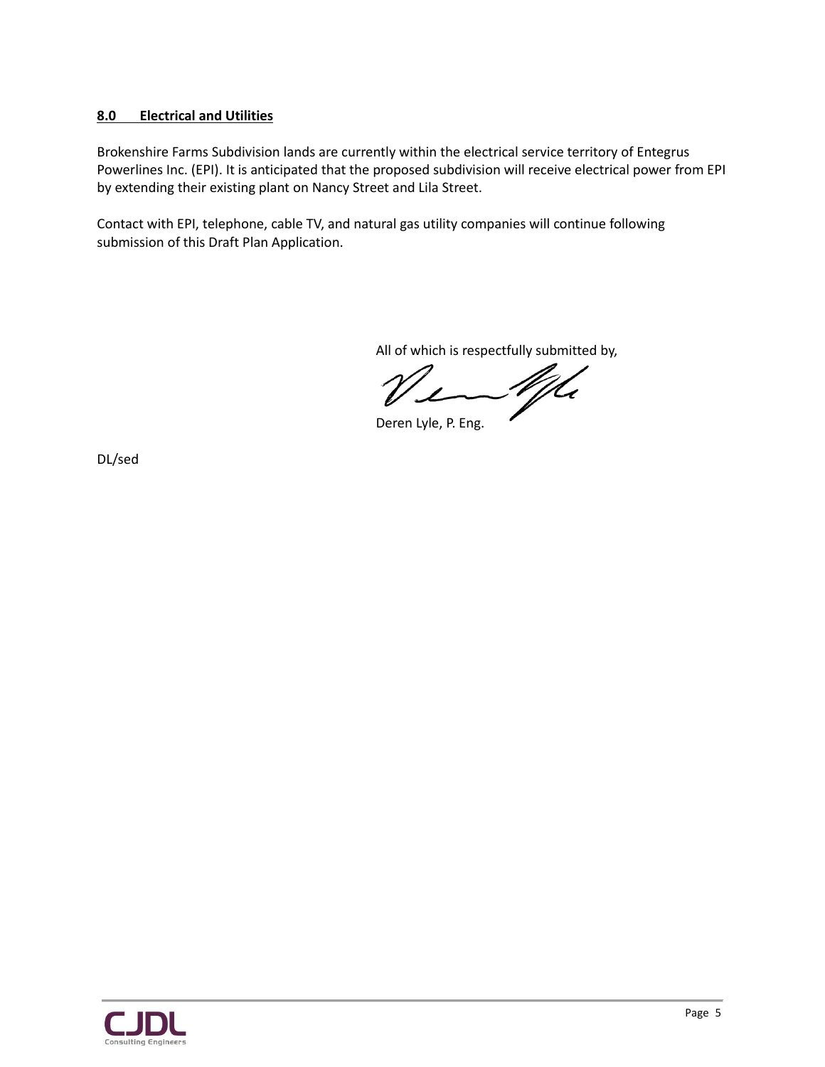## 8.0 Electrical and Utilities

Brokenshire Farms Subdivision lands are currently within the electrical service territory of Entegrus Powerlines Inc. (EPI). It is anticipated that the proposed subdivision will receive electrical power from EPI by extending their existing plant on Nancy Street and Lila Street.

Contact with EPI, telephone, cable TV, and natural gas utility companies will continue following submission of this Draft Plan Application.

All of which is respectfully submitted by,

Deren Lyle, P. Eng.

DL/sed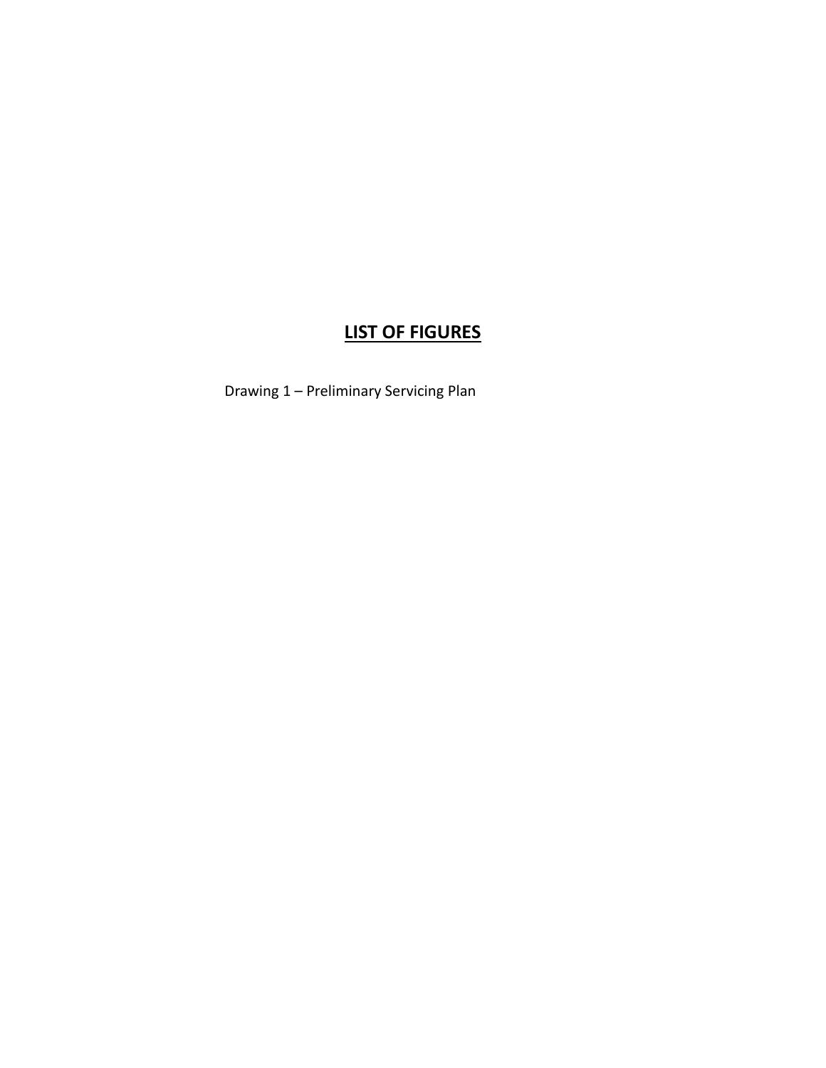## LIST OF FIGURES

Drawing 1 – Preliminary Servicing Plan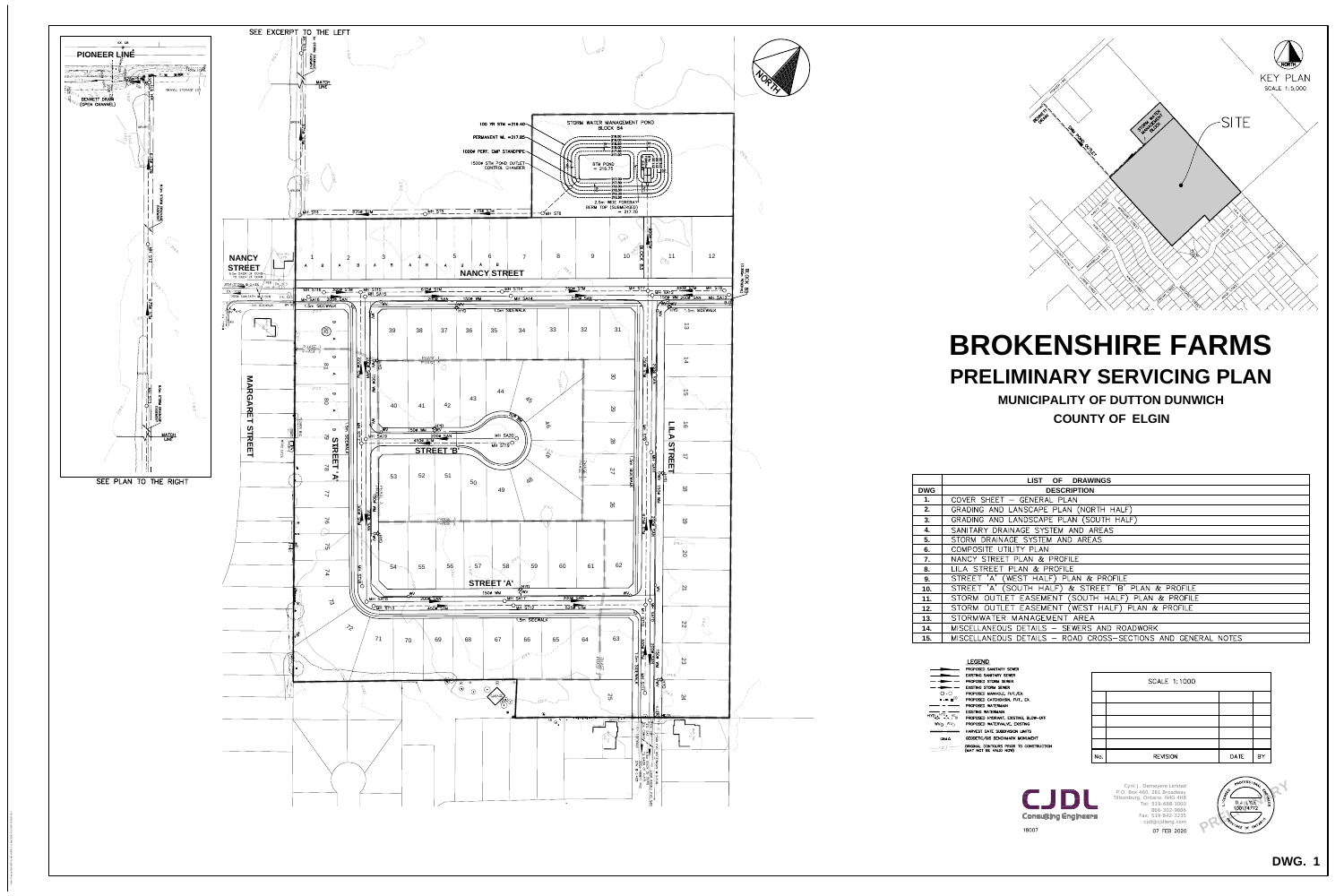# BROKENSHIRE FARMS

## PRELIMINARY SERVICING PLAN

### MUNICIPALITY OF DUTTON DUNWICH

### COUNTY OF ELGIN

KEY PLAN
SCALE 1:5,000

SITE

| LIST OF DRAWINGS | |
|---|---|
| DWG | DESCRIPTION |
| 1. | COVER SHEET – GENERAL PLAN |
| 2. | GRADING AND LANSCAPE PLAN (NORTH HALF) |
| 3. | GRADING AND LANDSCAPE PLAN (SOUTH HALF) |
| 4. | SANITARY DRAINAGE SYSTEM AND AREAS |
| 5. | STORM DRAINAGE SYSTEM AND AREAS |
| 6. | COMPOSITE UTILITY PLAN |
| 7. | NANCY STREET PLAN & PROFILE |
| 8. | LILA STREET PLAN & PROFILE |
| 9. | STREET 'A' (WEST HALF) PLAN & PROFILE |
| 10. | STREET 'A' (SOUTH HALF) & STREET 'B' PLAN & PROFILE |
| 11. | STORM OUTLET EASEMENT (SOUTH HALF) PLAN & PROFILE |
| 12. | STORM OUTLET EASEMENT (WEST HALF) PLAN & PROFILE |
| 13. | STORMWATER MANAGEMENT AREA |
| 14. | MISCELLANEOUS DETAILS – SEWERS AND ROADWORK |
| 15. | MISCELLANEOUS DETAILS – ROAD CROSS-SECTIONS AND GENERAL NOTES |

LEGEND

- PROPOSED SANITARY SEWER
- EXISTING SANITARY SEWER
- PROPOSED STORM SEWER
- EXISTING STORM SEWER
- PROPOSED MANHOLE, FUT./EX.
- PROPOSED CATCHBASIN, FUT., EX.
- PROPOSED WATERMAIN
- EXISTING WATERMAIN
- PROPOSED HYDRANT, EXISTING, BLOW-OFF
- PROPOSED WATERVALVE, EXISTING
- HARVEST GATE SUBDIVISION LIMITS
- GEODETIC/GS BENCHMARK MONUMENT
- ORIGINAL CONTOURS PRIOR TO CONSTRUCTION (MAY NOT BE VALID NOW)

| SCALE 1:1000 | | | |
|---|---|---|---|
| | | | |
| | | | |
| | | | |
| | | | |
| | | | |
| No. | REVISION | DATE | BY |

CJDL Consulting Engineers

Cyril J. Demeyere Limited
P.O. Box 460, 261 Broadway
Tillsonburg, Ontario, N4G 4H8
Tel: 519-688-1000
866-302-9886
Fax: 519-842-3235
cjdl@cjdleng.com

18007

07 FEB 2020

PRELIMINARY

DWG. 1

STORM WATER MANAGEMENT POND BLOCK 84

100 YR STM =218.40
PERMANENT WL =217.65
1000Ø PERF. CMP STANDPIPE
1500Ø STM POND OUTLET CONTROL CHAMBER
STM POND = 216.75
2.5m WIDE FOREBAY BERM TOP (SUBMERGED) = 217.70

NANCY STREET
LILA STREET
MARGARET STREET
STREET 'A'
STREET 'B'
PIONEER LINE
BENNETT DRAIN (OPEN CHANNEL)
SEE EXCERPT TO THE LEFT
SEE PLAN TO THE RIGHT
MATCH LINE